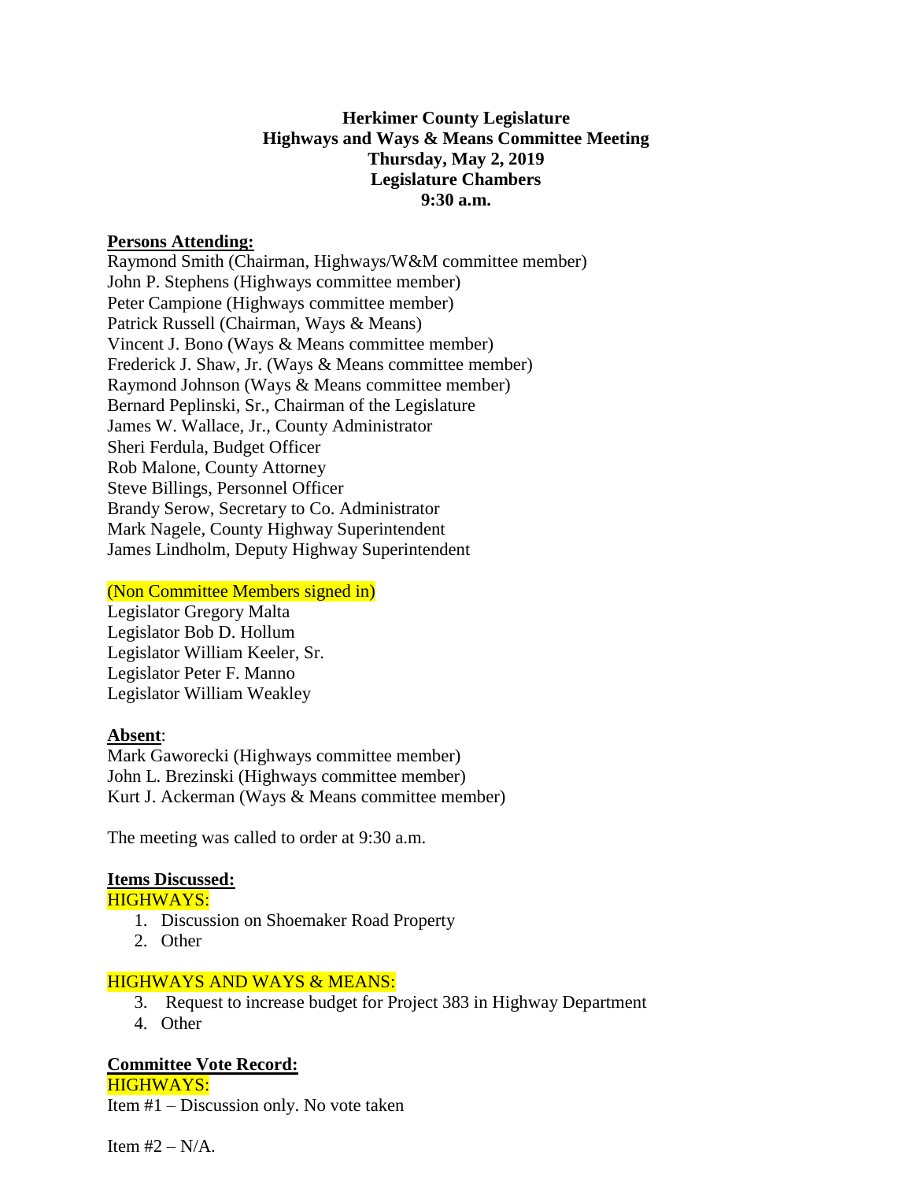**Herkimer County Legislature**
**Highways and Ways & Means Committee Meeting**
**Thursday, May 2, 2019**
**Legislature Chambers**
**9:30 a.m.**

**Persons Attending:**

Raymond Smith (Chairman, Highways/W&M committee member)
John P. Stephens (Highways committee member)
Peter Campione (Highways committee member)
Patrick Russell (Chairman, Ways & Means)
Vincent J. Bono (Ways & Means committee member)
Frederick J. Shaw, Jr. (Ways & Means committee member)
Raymond Johnson (Ways & Means committee member)
Bernard Peplinski, Sr., Chairman of the Legislature
James W. Wallace, Jr., County Administrator
Sheri Ferdula, Budget Officer
Rob Malone, County Attorney
Steve Billings, Personnel Officer
Brandy Serow, Secretary to Co. Administrator
Mark Nagele, County Highway Superintendent
James Lindholm, Deputy Highway Superintendent

(Non Committee Members signed in)

Legislator Gregory Malta
Legislator Bob D. Hollum
Legislator William Keeler, Sr.
Legislator Peter F. Manno
Legislator William Weakley

**Absent**:

Mark Gaworecki (Highways committee member)
John L. Brezinski (Highways committee member)
Kurt J. Ackerman (Ways & Means committee member)

The meeting was called to order at 9:30 a.m.

**Items Discussed:**

HIGHWAYS:

1. Discussion on Shoemaker Road Property
2. Other

HIGHWAYS AND WAYS & MEANS:

3. Request to increase budget for Project 383 in Highway Department
4. Other

**Committee Vote Record:**

HIGHWAYS:

Item #1 – Discussion only. No vote taken

Item #2 – N/A.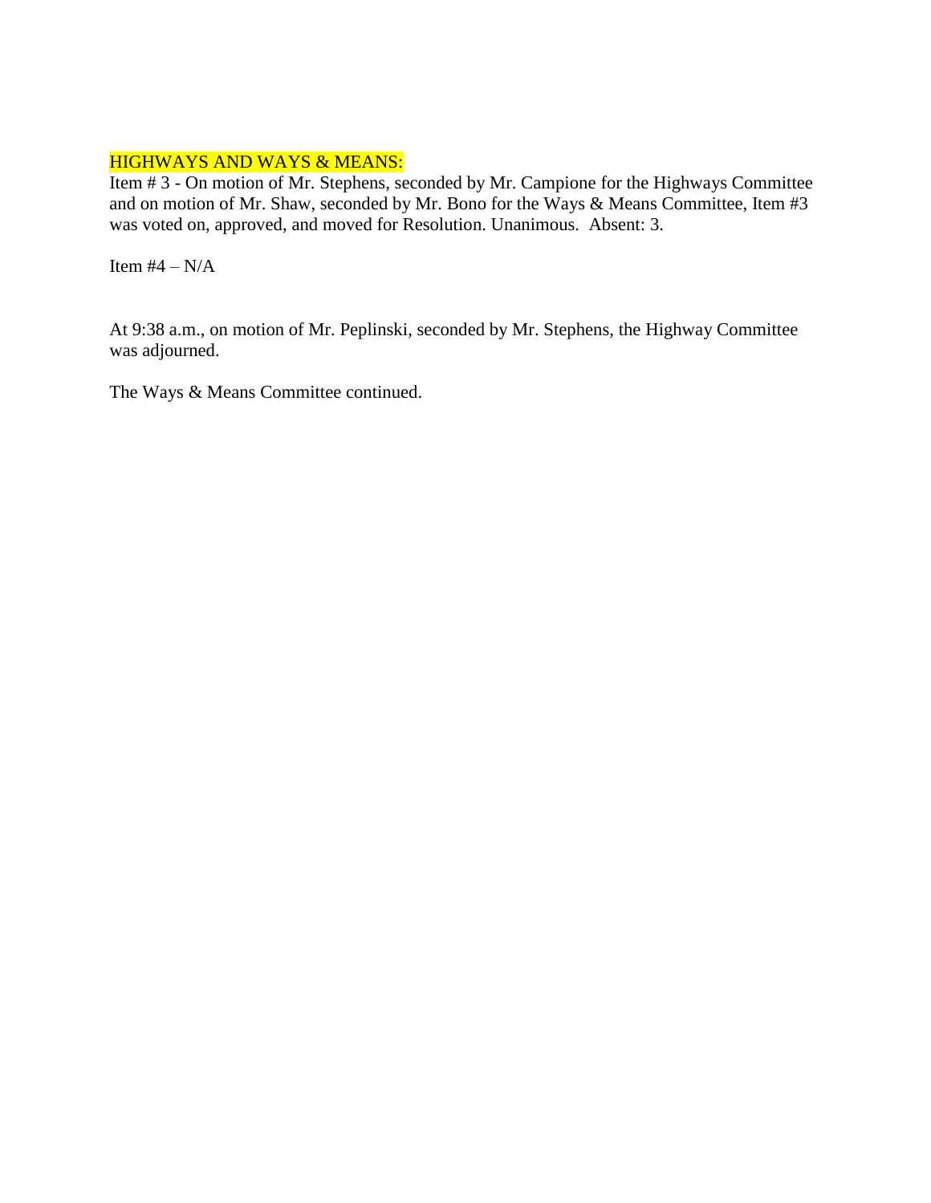HIGHWAYS AND WAYS & MEANS:

Item # 3 - On motion of Mr. Stephens, seconded by Mr. Campione for the Highways Committee and on motion of Mr. Shaw, seconded by Mr. Bono for the Ways & Means Committee, Item #3 was voted on, approved, and moved for Resolution. Unanimous. Absent: 3.

Item #4 – N/A

At 9:38 a.m., on motion of Mr. Peplinski, seconded by Mr. Stephens, the Highway Committee was adjourned.

The Ways & Means Committee continued.